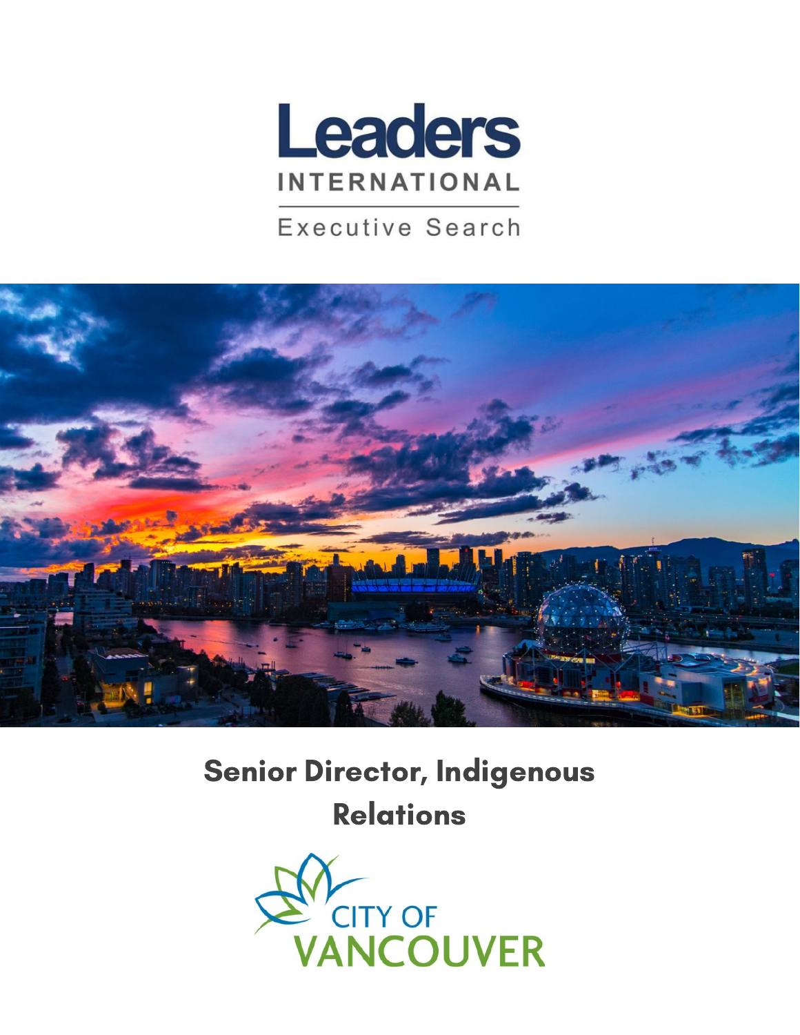Leaders

INTERNATIONAL

Executive Search

# Senior Director, Indigenous Relations

CITY OF VANCOUVER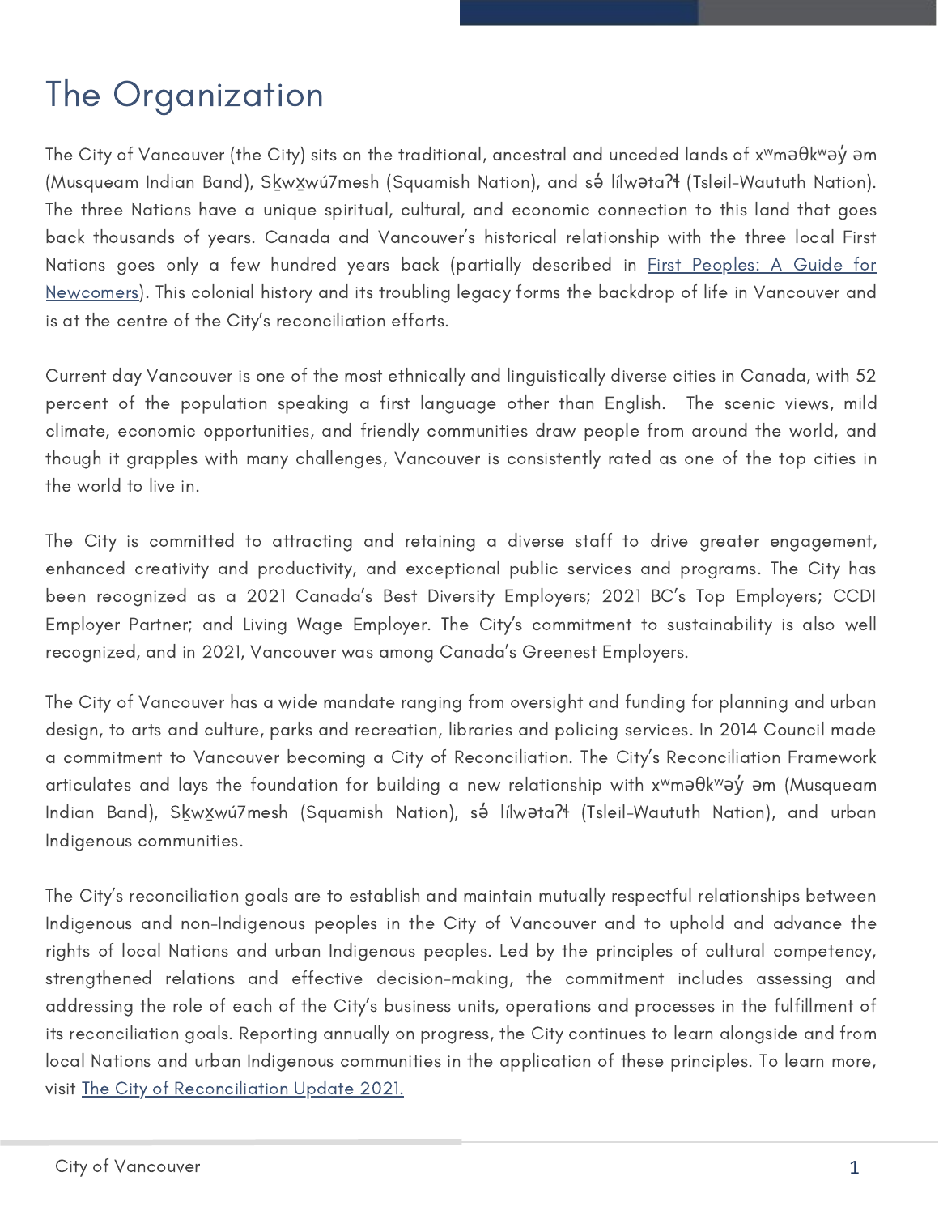# The Organization

The City of Vancouver (the City) sits on the traditional, ancestral and unceded lands of xʷməθkʷəy̓ əm (Musqueam Indian Band), Sḵwx̱wú7mesh (Squamish Nation), and sə̓ lílwətaʔɬ (Tsleil-Waututh Nation). The three Nations have a unique spiritual, cultural, and economic connection to this land that goes back thousands of years. Canada and Vancouver's historical relationship with the three local First Nations goes only a few hundred years back (partially described in [First Peoples: A Guide for Newcomers](#)). This colonial history and its troubling legacy forms the backdrop of life in Vancouver and is at the centre of the City's reconciliation efforts.

Current day Vancouver is one of the most ethnically and linguistically diverse cities in Canada, with 52 percent of the population speaking a first language other than English. The scenic views, mild climate, economic opportunities, and friendly communities draw people from around the world, and though it grapples with many challenges, Vancouver is consistently rated as one of the top cities in the world to live in.

The City is committed to attracting and retaining a diverse staff to drive greater engagement, enhanced creativity and productivity, and exceptional public services and programs. The City has been recognized as a 2021 Canada's Best Diversity Employers; 2021 BC's Top Employers; CCDI Employer Partner; and Living Wage Employer. The City's commitment to sustainability is also well recognized, and in 2021, Vancouver was among Canada's Greenest Employers.

The City of Vancouver has a wide mandate ranging from oversight and funding for planning and urban design, to arts and culture, parks and recreation, libraries and policing services. In 2014 Council made a commitment to Vancouver becoming a City of Reconciliation. The City's Reconciliation Framework articulates and lays the foundation for building a new relationship with xʷməθkʷəy̓ əm (Musqueam Indian Band), Sḵwx̱wú7mesh (Squamish Nation), sə̓ lílwətaʔɬ (Tsleil-Waututh Nation), and urban Indigenous communities.

The City's reconciliation goals are to establish and maintain mutually respectful relationships between Indigenous and non-Indigenous peoples in the City of Vancouver and to uphold and advance the rights of local Nations and urban Indigenous peoples. Led by the principles of cultural competency, strengthened relations and effective decision-making, the commitment includes assessing and addressing the role of each of the City's business units, operations and processes in the fulfillment of its reconciliation goals. Reporting annually on progress, the City continues to learn alongside and from local Nations and urban Indigenous communities in the application of these principles. To learn more, visit [The City of Reconciliation Update 2021.](#)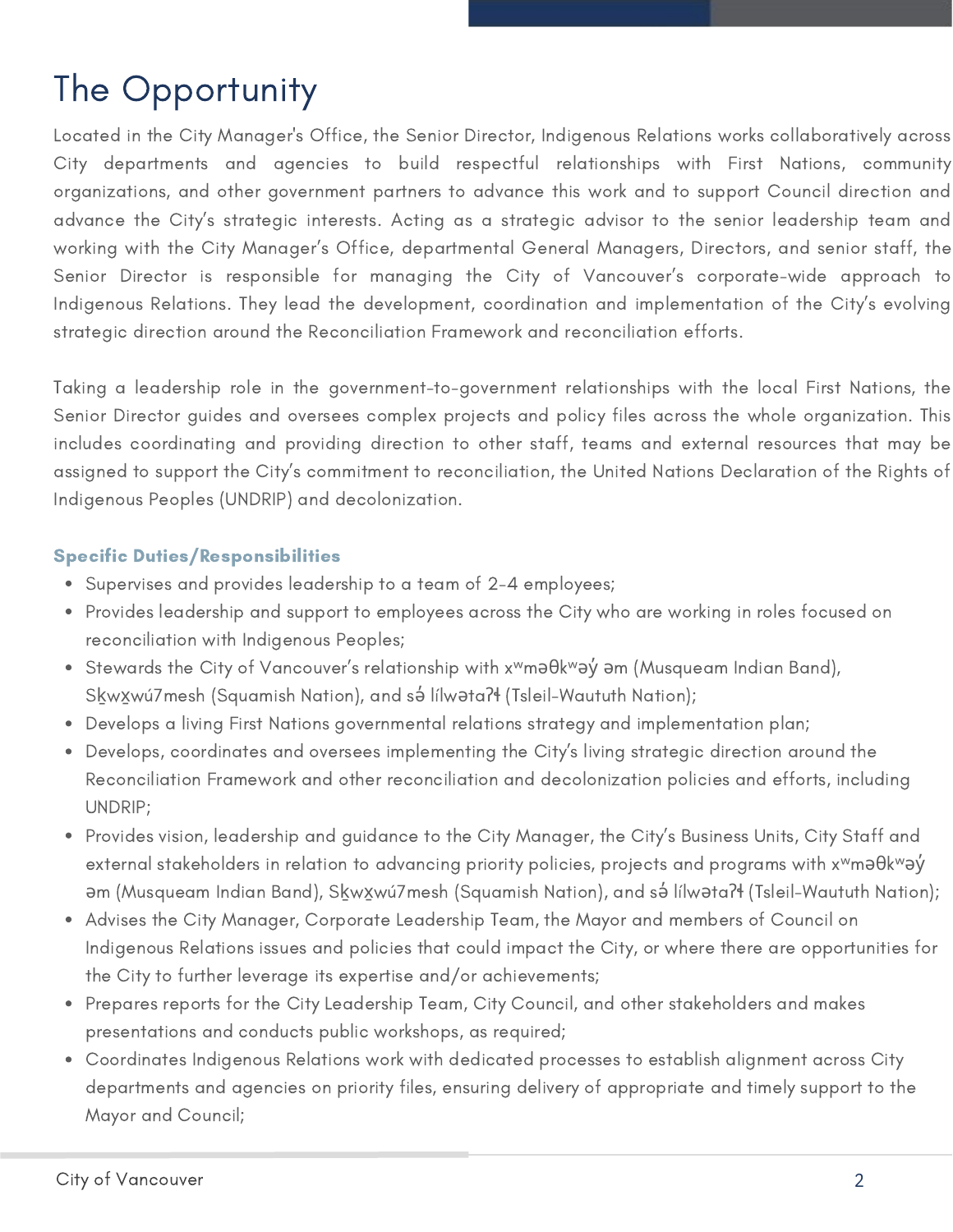# The Opportunity

Located in the City Manager's Office, the Senior Director, Indigenous Relations works collaboratively across City departments and agencies to build respectful relationships with First Nations, community organizations, and other government partners to advance this work and to support Council direction and advance the City's strategic interests. Acting as a strategic advisor to the senior leadership team and working with the City Manager's Office, departmental General Managers, Directors, and senior staff, the Senior Director is responsible for managing the City of Vancouver's corporate-wide approach to Indigenous Relations. They lead the development, coordination and implementation of the City's evolving strategic direction around the Reconciliation Framework and reconciliation efforts.

Taking a leadership role in the government-to-government relationships with the local First Nations, the Senior Director guides and oversees complex projects and policy files across the whole organization. This includes coordinating and providing direction to other staff, teams and external resources that may be assigned to support the City's commitment to reconciliation, the United Nations Declaration of the Rights of Indigenous Peoples (UNDRIP) and decolonization.

### Specific Duties/Responsibilities

- Supervises and provides leadership to a team of 2-4 employees;
- Provides leadership and support to employees across the City who are working in roles focused on reconciliation with Indigenous Peoples;
- Stewards the City of Vancouver's relationship with xʷməθkʷəy̓ əm (Musqueam Indian Band), Sḵwx̱wú7mesh (Squamish Nation), and sə̓ lílwətaʔɬ (Tsleil-Waututh Nation);
- Develops a living First Nations governmental relations strategy and implementation plan;
- Develops, coordinates and oversees implementing the City's living strategic direction around the Reconciliation Framework and other reconciliation and decolonization policies and efforts, including UNDRIP;
- Provides vision, leadership and guidance to the City Manager, the City's Business Units, City Staff and external stakeholders in relation to advancing priority policies, projects and programs with xʷməθkʷəy̓ əm (Musqueam Indian Band), Sḵwx̱wú7mesh (Squamish Nation), and sə̓ lílwətaʔɬ (Tsleil-Waututh Nation);
- Advises the City Manager, Corporate Leadership Team, the Mayor and members of Council on Indigenous Relations issues and policies that could impact the City, or where there are opportunities for the City to further leverage its expertise and/or achievements;
- Prepares reports for the City Leadership Team, City Council, and other stakeholders and makes presentations and conducts public workshops, as required;
- Coordinates Indigenous Relations work with dedicated processes to establish alignment across City departments and agencies on priority files, ensuring delivery of appropriate and timely support to the Mayor and Council;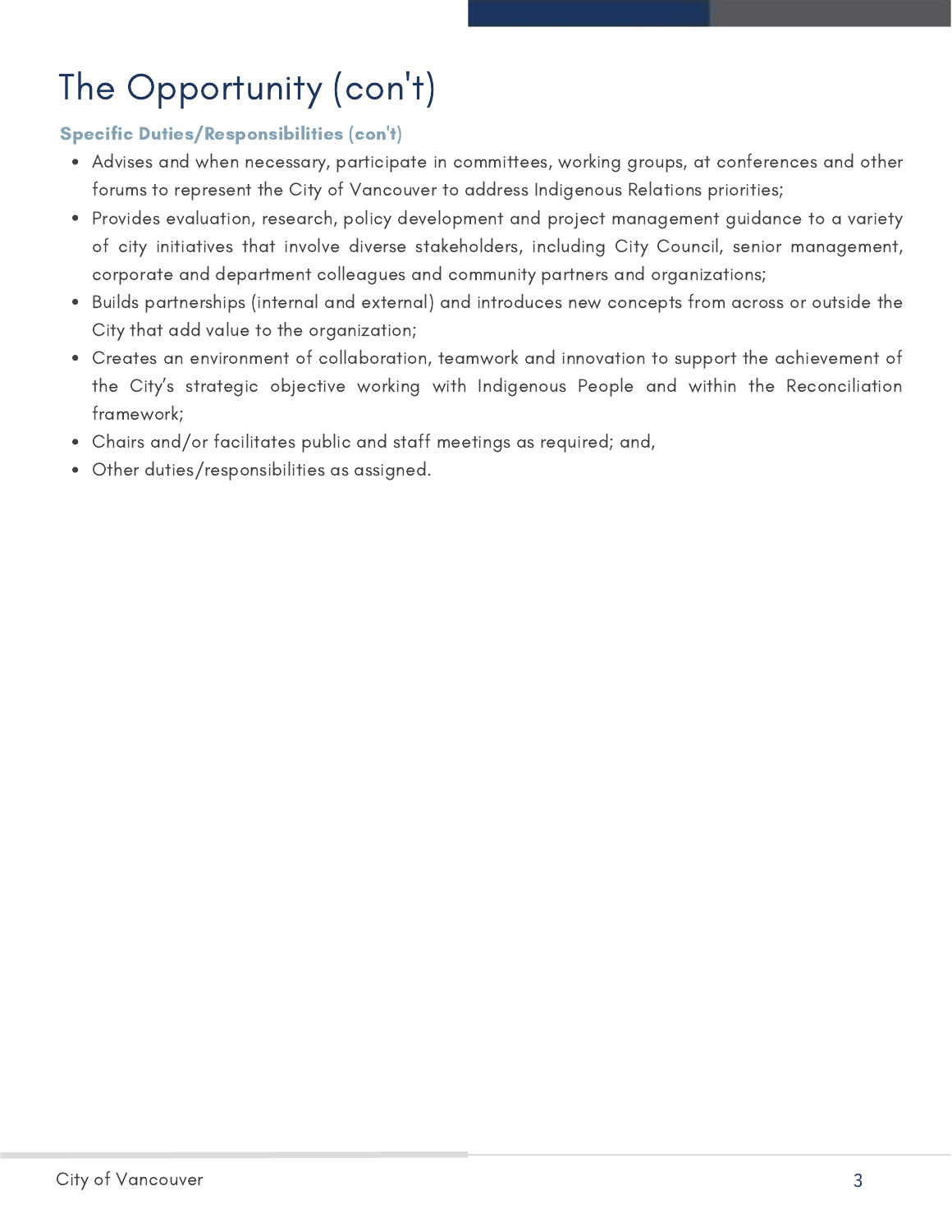# The Opportunity (con't)

### Specific Duties/Responsibilities (con't)

- Advises and when necessary, participate in committees, working groups, at conferences and other forums to represent the City of Vancouver to address Indigenous Relations priorities;
- Provides evaluation, research, policy development and project management guidance to a variety of city initiatives that involve diverse stakeholders, including City Council, senior management, corporate and department colleagues and community partners and organizations;
- Builds partnerships (internal and external) and introduces new concepts from across or outside the City that add value to the organization;
- Creates an environment of collaboration, teamwork and innovation to support the achievement of the City's strategic objective working with Indigenous People and within the Reconciliation framework;
- Chairs and/or facilitates public and staff meetings as required; and,
- Other duties/responsibilities as assigned.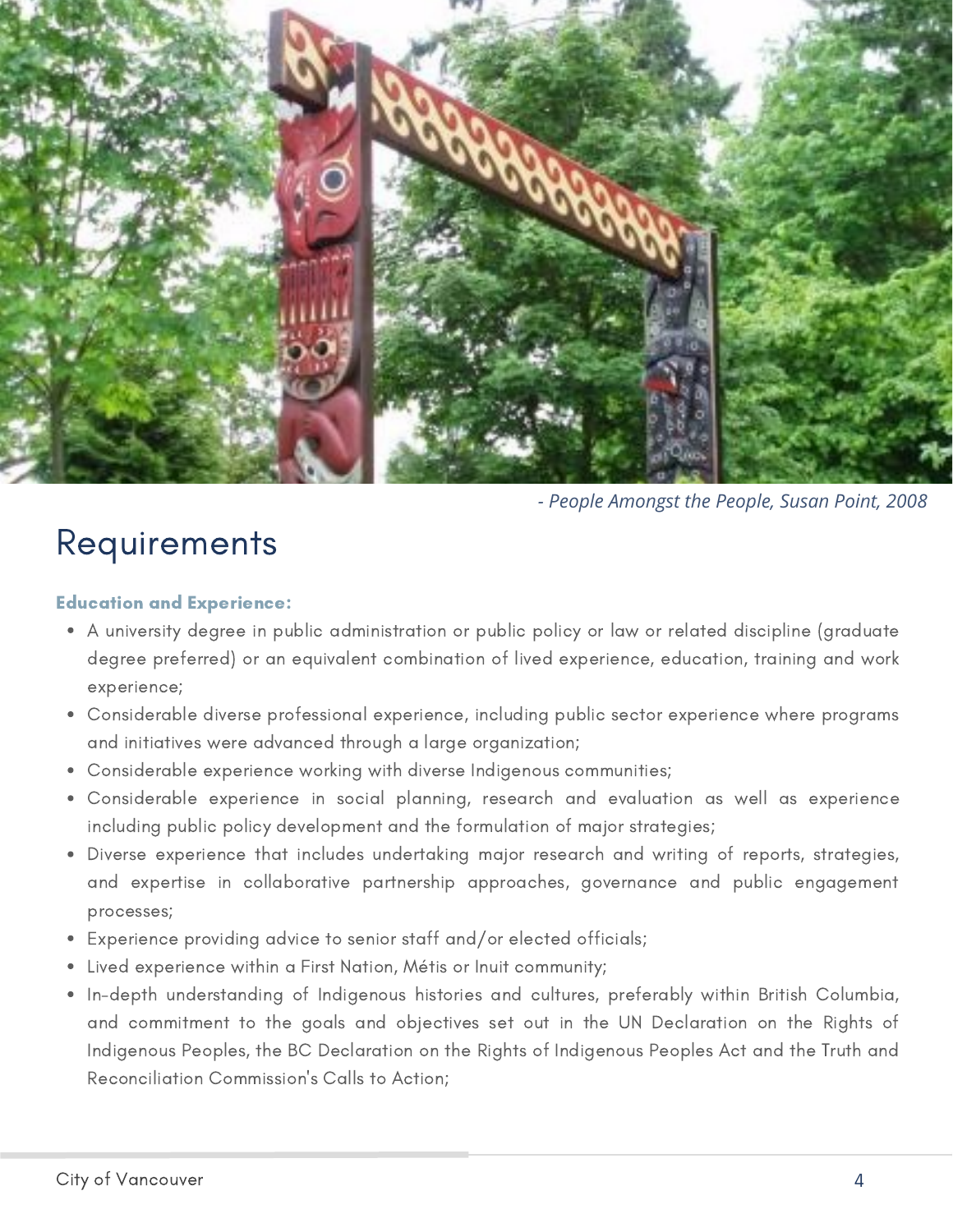*- People Amongst the People, Susan Point, 2008*

# Requirements

**Education and Experience:**

- A university degree in public administration or public policy or law or related discipline (graduate degree preferred) or an equivalent combination of lived experience, education, training and work experience;
- Considerable diverse professional experience, including public sector experience where programs and initiatives were advanced through a large organization;
- Considerable experience working with diverse Indigenous communities;
- Considerable experience in social planning, research and evaluation as well as experience including public policy development and the formulation of major strategies;
- Diverse experience that includes undertaking major research and writing of reports, strategies, and expertise in collaborative partnership approaches, governance and public engagement processes;
- Experience providing advice to senior staff and/or elected officials;
- Lived experience within a First Nation, Métis or Inuit community;
- In-depth understanding of Indigenous histories and cultures, preferably within British Columbia, and commitment to the goals and objectives set out in the UN Declaration on the Rights of Indigenous Peoples, the BC Declaration on the Rights of Indigenous Peoples Act and the Truth and Reconciliation Commission's Calls to Action;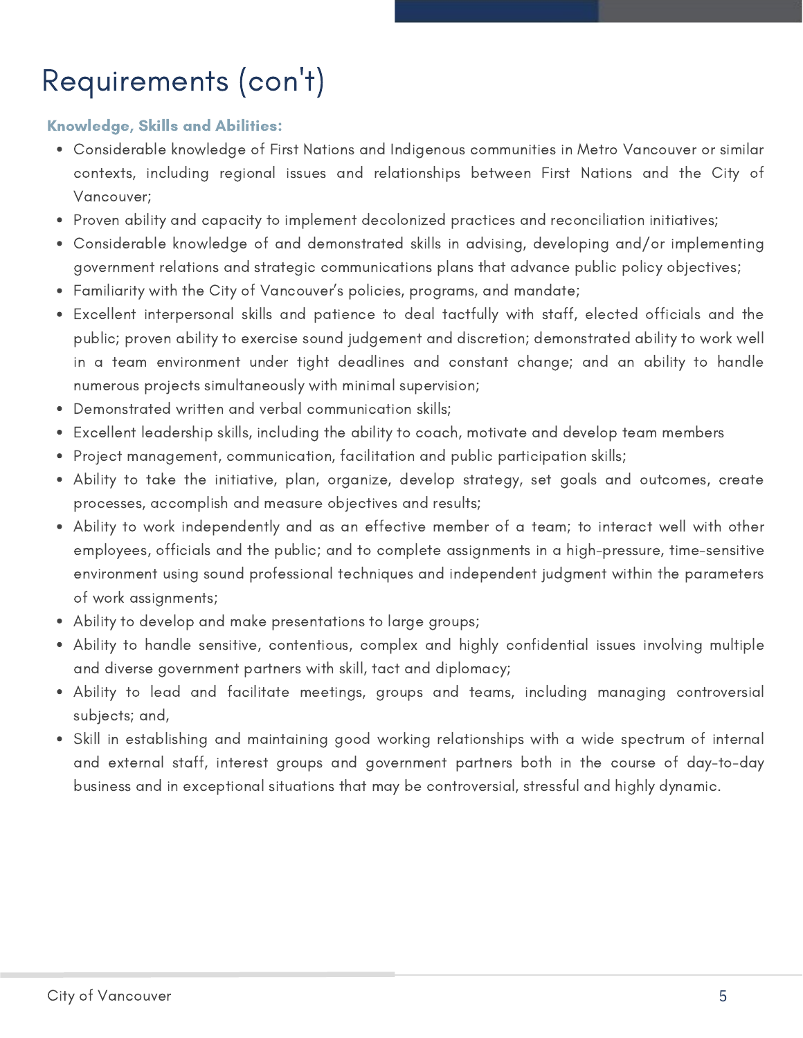# Requirements (con't)

**Knowledge, Skills and Abilities:**

- Considerable knowledge of First Nations and Indigenous communities in Metro Vancouver or similar contexts, including regional issues and relationships between First Nations and the City of Vancouver;
- Proven ability and capacity to implement decolonized practices and reconciliation initiatives;
- Considerable knowledge of and demonstrated skills in advising, developing and/or implementing government relations and strategic communications plans that advance public policy objectives;
- Familiarity with the City of Vancouver's policies, programs, and mandate;
- Excellent interpersonal skills and patience to deal tactfully with staff, elected officials and the public; proven ability to exercise sound judgement and discretion; demonstrated ability to work well in a team environment under tight deadlines and constant change; and an ability to handle numerous projects simultaneously with minimal supervision;
- Demonstrated written and verbal communication skills;
- Excellent leadership skills, including the ability to coach, motivate and develop team members
- Project management, communication, facilitation and public participation skills;
- Ability to take the initiative, plan, organize, develop strategy, set goals and outcomes, create processes, accomplish and measure objectives and results;
- Ability to work independently and as an effective member of a team; to interact well with other employees, officials and the public; and to complete assignments in a high-pressure, time-sensitive environment using sound professional techniques and independent judgment within the parameters of work assignments;
- Ability to develop and make presentations to large groups;
- Ability to handle sensitive, contentious, complex and highly confidential issues involving multiple and diverse government partners with skill, tact and diplomacy;
- Ability to lead and facilitate meetings, groups and teams, including managing controversial subjects; and,
- Skill in establishing and maintaining good working relationships with a wide spectrum of internal and external staff, interest groups and government partners both in the course of day-to-day business and in exceptional situations that may be controversial, stressful and highly dynamic.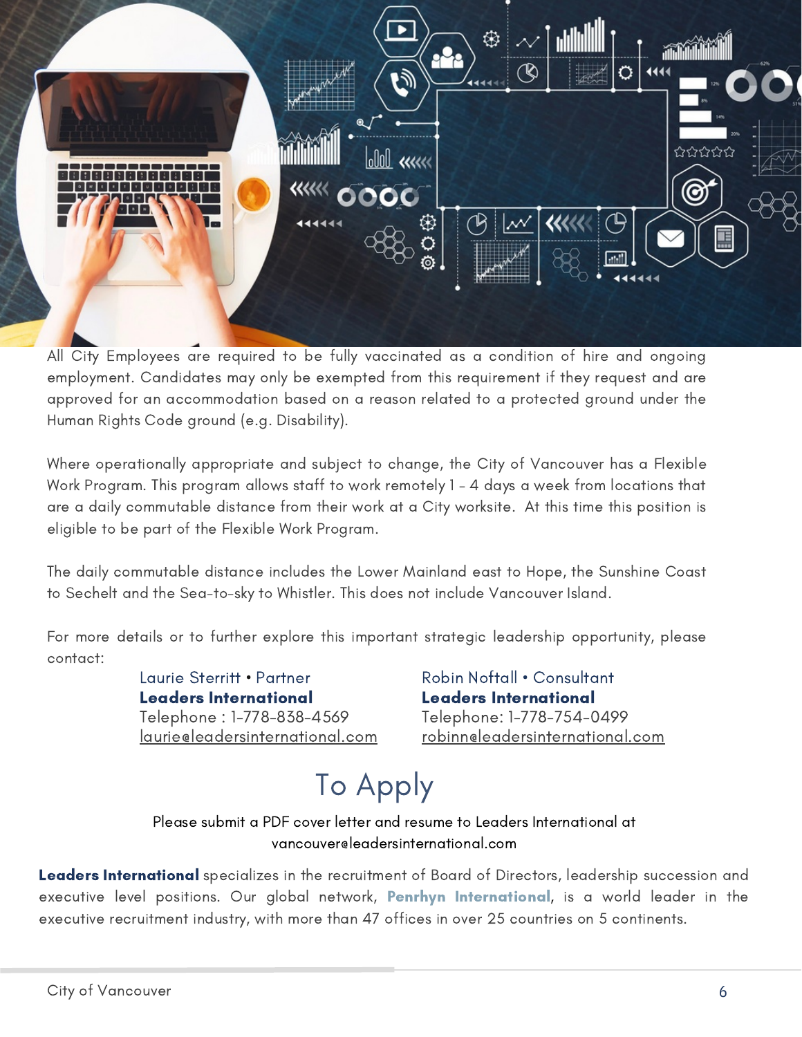All City Employees are required to be fully vaccinated as a condition of hire and ongoing employment. Candidates may only be exempted from this requirement if they request and are approved for an accommodation based on a reason related to a protected ground under the Human Rights Code ground (e.g. Disability).

Where operationally appropriate and subject to change, the City of Vancouver has a Flexible Work Program. This program allows staff to work remotely 1 - 4 days a week from locations that are a daily commutable distance from their work at a City worksite. At this time this position is eligible to be part of the Flexible Work Program.

The daily commutable distance includes the Lower Mainland east to Hope, the Sunshine Coast to Sechelt and the Sea-to-sky to Whistler. This does not include Vancouver Island.

For more details or to further explore this important strategic leadership opportunity, please contact:

Laurie Sterritt • Partner
**Leaders International**
Telephone : 1-778-838-4569
laurie@leadersinternational.com

Robin Noftall • Consultant
**Leaders International**
Telephone: 1-778-754-0499
robinn@leadersinternational.com

# To Apply

Please submit a PDF cover letter and resume to Leaders International at vancouver@leadersinternational.com

**Leaders International** specializes in the recruitment of Board of Directors, leadership succession and executive level positions. Our global network, **Penrhyn International**, is a world leader in the executive recruitment industry, with more than 47 offices in over 25 countries on 5 continents.